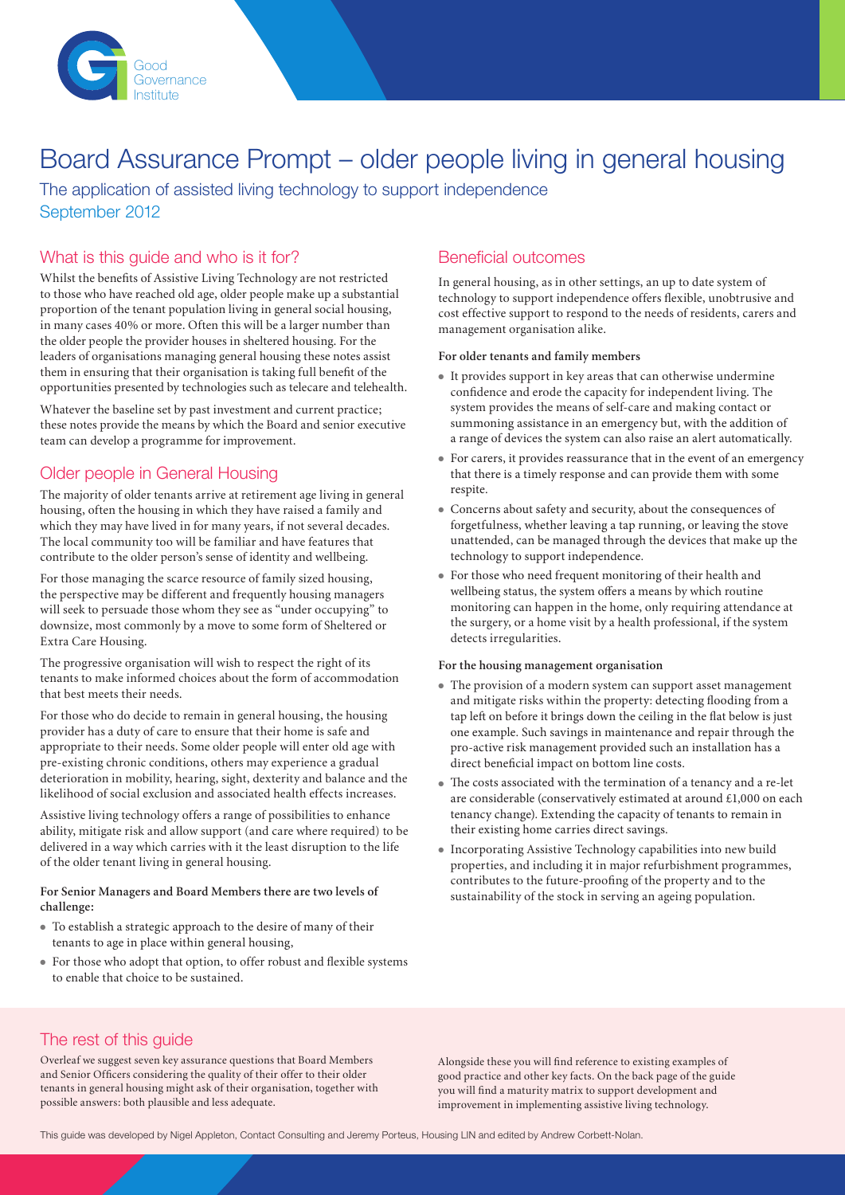Good Governance Institute

# Board Assurance Prompt – older people living in general housing

The application of assisted living technology to support independence
September 2012

## What is this guide and who is it for?

Whilst the benefits of Assistive Living Technology are not restricted to those who have reached old age, older people make up a substantial proportion of the tenant population living in general social housing, in many cases 40% or more. Often this will be a larger number than the older people the provider houses in sheltered housing. For the leaders of organisations managing general housing these notes assist them in ensuring that their organisation is taking full benefit of the opportunities presented by technologies such as telecare and telehealth.

Whatever the baseline set by past investment and current practice; these notes provide the means by which the Board and senior executive team can develop a programme for improvement.

## Older people in General Housing

The majority of older tenants arrive at retirement age living in general housing, often the housing in which they have raised a family and which they may have lived in for many years, if not several decades. The local community too will be familiar and have features that contribute to the older person's sense of identity and wellbeing.

For those managing the scarce resource of family sized housing, the perspective may be different and frequently housing managers will seek to persuade those whom they see as "under occupying" to downsize, most commonly by a move to some form of Sheltered or Extra Care Housing.

The progressive organisation will wish to respect the right of its tenants to make informed choices about the form of accommodation that best meets their needs.

For those who do decide to remain in general housing, the housing provider has a duty of care to ensure that their home is safe and appropriate to their needs. Some older people will enter old age with pre-existing chronic conditions, others may experience a gradual deterioration in mobility, hearing, sight, dexterity and balance and the likelihood of social exclusion and associated health effects increases.

Assistive living technology offers a range of possibilities to enhance ability, mitigate risk and allow support (and care where required) to be delivered in a way which carries with it the least disruption to the life of the older tenant living in general housing.

**For Senior Managers and Board Members there are two levels of challenge:**

- To establish a strategic approach to the desire of many of their tenants to age in place within general housing,
- For those who adopt that option, to offer robust and flexible systems to enable that choice to be sustained.

## Beneficial outcomes

In general housing, as in other settings, an up to date system of technology to support independence offers flexible, unobtrusive and cost effective support to respond to the needs of residents, carers and management organisation alike.

**For older tenants and family members**

- It provides support in key areas that can otherwise undermine confidence and erode the capacity for independent living. The system provides the means of self-care and making contact or summoning assistance in an emergency but, with the addition of a range of devices the system can also raise an alert automatically.
- For carers, it provides reassurance that in the event of an emergency that there is a timely response and can provide them with some respite.
- Concerns about safety and security, about the consequences of forgetfulness, whether leaving a tap running, or leaving the stove unattended, can be managed through the devices that make up the technology to support independence.
- For those who need frequent monitoring of their health and wellbeing status, the system offers a means by which routine monitoring can happen in the home, only requiring attendance at the surgery, or a home visit by a health professional, if the system detects irregularities.

**For the housing management organisation**

- The provision of a modern system can support asset management and mitigate risks within the property: detecting flooding from a tap left on before it brings down the ceiling in the flat below is just one example. Such savings in maintenance and repair through the pro-active risk management provided such an installation has a direct beneficial impact on bottom line costs.
- The costs associated with the termination of a tenancy and a re-let are considerable (conservatively estimated at around £1,000 on each tenancy change). Extending the capacity of tenants to remain in their existing home carries direct savings.
- Incorporating Assistive Technology capabilities into new build properties, and including it in major refurbishment programmes, contributes to the future-proofing of the property and to the sustainability of the stock in serving an ageing population.

## The rest of this guide

Overleaf we suggest seven key assurance questions that Board Members and Senior Officers considering the quality of their offer to their older tenants in general housing might ask of their organisation, together with possible answers: both plausible and less adequate.

Alongside these you will find reference to existing examples of good practice and other key facts. On the back page of the guide you will find a maturity matrix to support development and improvement in implementing assistive living technology.

This guide was developed by Nigel Appleton, Contact Consulting and Jeremy Porteus, Housing LIN and edited by Andrew Corbett-Nolan.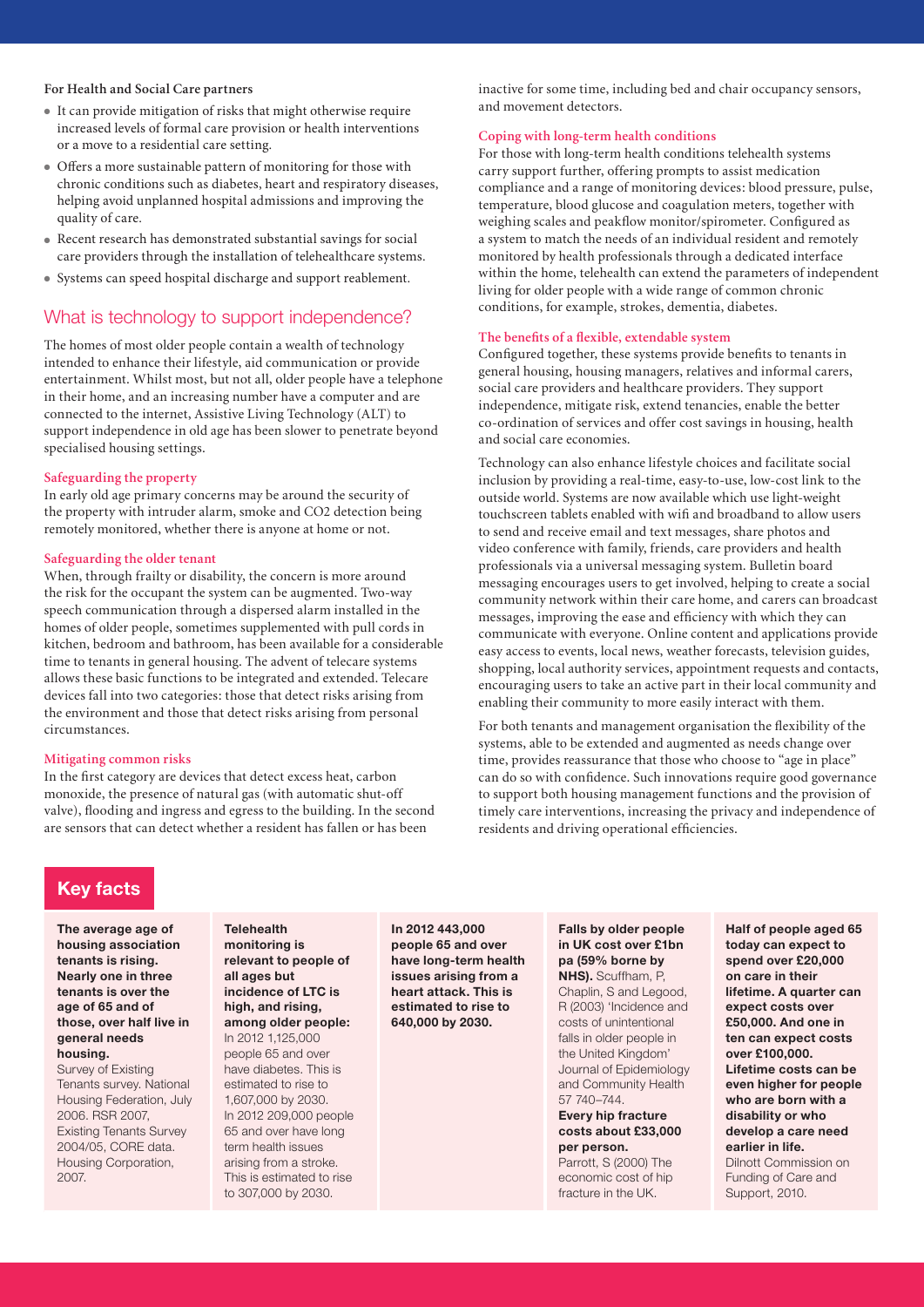**For Health and Social Care partners**

- It can provide mitigation of risks that might otherwise require increased levels of formal care provision or health interventions or a move to a residential care setting.
- Offers a more sustainable pattern of monitoring for those with chronic conditions such as diabetes, heart and respiratory diseases, helping avoid unplanned hospital admissions and improving the quality of care.
- Recent research has demonstrated substantial savings for social care providers through the installation of telehealthcare systems.
- Systems can speed hospital discharge and support reablement.

## What is technology to support independence?

The homes of most older people contain a wealth of technology intended to enhance their lifestyle, aid communication or provide entertainment. Whilst most, but not all, older people have a telephone in their home, and an increasing number have a computer and are connected to the internet, Assistive Living Technology (ALT) to support independence in old age has been slower to penetrate beyond specialised housing settings.

### Safeguarding the property

In early old age primary concerns may be around the security of the property with intruder alarm, smoke and CO2 detection being remotely monitored, whether there is anyone at home or not.

### Safeguarding the older tenant

When, through frailty or disability, the concern is more around the risk for the occupant the system can be augmented. Two-way speech communication through a dispersed alarm installed in the homes of older people, sometimes supplemented with pull cords in kitchen, bedroom and bathroom, has been available for a considerable time to tenants in general housing. The advent of telecare systems allows these basic functions to be integrated and extended. Telecare devices fall into two categories: those that detect risks arising from the environment and those that detect risks arising from personal circumstances.

### Mitigating common risks

In the first category are devices that detect excess heat, carbon monoxide, the presence of natural gas (with automatic shut-off valve), flooding and ingress and egress to the building. In the second are sensors that can detect whether a resident has fallen or has been inactive for some time, including bed and chair occupancy sensors, and movement detectors.

### Coping with long-term health conditions

For those with long-term health conditions telehealth systems carry support further, offering prompts to assist medication compliance and a range of monitoring devices: blood pressure, pulse, temperature, blood glucose and coagulation meters, together with weighing scales and peakflow monitor/spirometer. Configured as a system to match the needs of an individual resident and remotely monitored by health professionals through a dedicated interface within the home, telehealth can extend the parameters of independent living for older people with a wide range of common chronic conditions, for example, strokes, dementia, diabetes.

### The benefits of a flexible, extendable system

Configured together, these systems provide benefits to tenants in general housing, housing managers, relatives and informal carers, social care providers and healthcare providers. They support independence, mitigate risk, extend tenancies, enable the better co-ordination of services and offer cost savings in housing, health and social care economies.

Technology can also enhance lifestyle choices and facilitate social inclusion by providing a real-time, easy-to-use, low-cost link to the outside world. Systems are now available which use light-weight touchscreen tablets enabled with wifi and broadband to allow users to send and receive email and text messages, share photos and video conference with family, friends, care providers and health professionals via a universal messaging system. Bulletin board messaging encourages users to get involved, helping to create a social community network within their care home, and carers can broadcast messages, improving the ease and efficiency with which they can communicate with everyone. Online content and applications provide easy access to events, local news, weather forecasts, television guides, shopping, local authority services, appointment requests and contacts, encouraging users to take an active part in their local community and enabling their community to more easily interact with them.

For both tenants and management organisation the flexibility of the systems, able to be extended and augmented as needs change over time, provides reassurance that those who choose to "age in place" can do so with confidence. Such innovations require good governance to support both housing management functions and the provision of timely care interventions, increasing the privacy and independence of residents and driving operational efficiencies.

## Key facts

**The average age of housing association tenants is rising. Nearly one in three tenants is over the age of 65 and of those, over half live in general needs housing.**
Survey of Existing Tenants survey. National Housing Federation, July 2006. RSR 2007, Existing Tenants Survey 2004/05, CORE data. Housing Corporation, 2007.

**Telehealth monitoring is relevant to people of all ages but incidence of LTC is high, and rising, among older people:**
In 2012 1,125,000 people 65 and over have diabetes. This is estimated to rise to 1,607,000 by 2030.
In 2012 209,000 people 65 and over have long term health issues arising from a stroke. This is estimated to rise to 307,000 by 2030.

**In 2012 443,000 people 65 and over have long-term health issues arising from a heart attack. This is estimated to rise to 640,000 by 2030.**

**Falls by older people in UK cost over £1bn pa (59% borne by NHS).** Scuffham, P, Chaplin, S and Legood, R (2003) 'Incidence and costs of unintentional falls in older people in the United Kingdom' Journal of Epidemiology and Community Health 57 740–744.
**Every hip fracture costs about £33,000 per person.**
Parrott, S (2000) The economic cost of hip fracture in the UK.

**Half of people aged 65 today can expect to spend over £20,000 on care in their lifetime. A quarter can expect costs over £50,000. And one in ten can expect costs over £100,000. Lifetime costs can be even higher for people who are born with a disability or who develop a care need earlier in life.**
Dilnott Commission on Funding of Care and Support, 2010.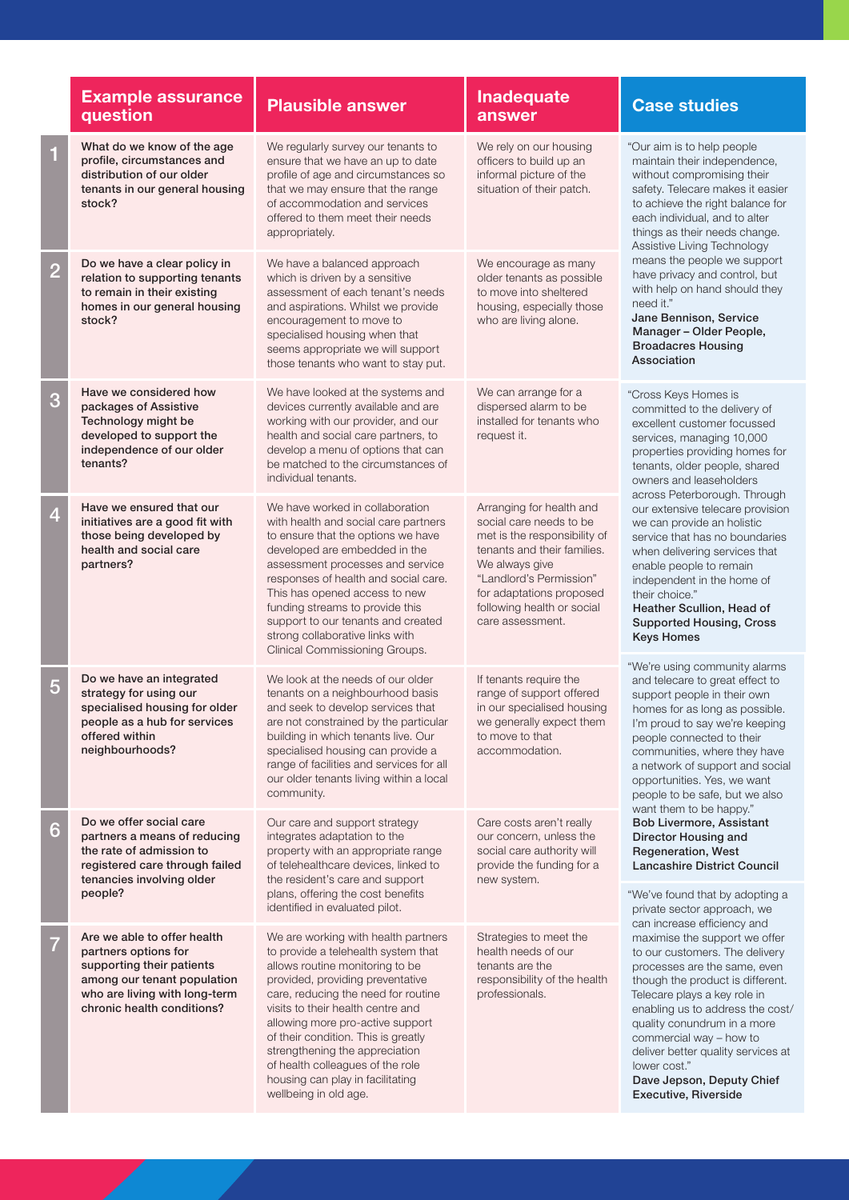| | Example assurance question | Plausible answer | Inadequate answer |
|---|---|---|---|
| 1 | **What do we know of the age profile, circumstances and distribution of our older tenants in our general housing stock?** | We regularly survey our tenants to ensure that we have an up to date profile of age and circumstances so that we may ensure that the range of accommodation and services offered to them meet their needs appropriately. | We rely on our housing officers to build up an informal picture of the situation of their patch. |
| 2 | **Do we have a clear policy in relation to supporting tenants to remain in their existing homes in our general housing stock?** | We have a balanced approach which is driven by a sensitive assessment of each tenant's needs and aspirations. Whilst we provide encouragement to move to specialised housing when that seems appropriate we will support those tenants who want to stay put. | We encourage as many older tenants as possible to move into sheltered housing, especially those who are living alone. |
| 3 | **Have we considered how packages of Assistive Technology might be developed to support the independence of our older tenants?** | We have looked at the systems and devices currently available and are working with our provider, and our health and social care partners, to develop a menu of options that can be matched to the circumstances of individual tenants. | We can arrange for a dispersed alarm to be installed for tenants who request it. |
| 4 | **Have we ensured that our initiatives are a good fit with those being developed by health and social care partners?** | We have worked in collaboration with health and social care partners to ensure that the options we have developed are embedded in the assessment processes and service responses of health and social care. This has opened access to new funding streams to provide this support to our tenants and created strong collaborative links with Clinical Commissioning Groups. | Arranging for health and social care needs to be met is the responsibility of tenants and their families. We always give "Landlord's Permission" for adaptations proposed following health or social care assessment. |
| 5 | **Do we have an integrated strategy for using our specialised housing for older people as a hub for services offered within neighbourhoods?** | We look at the needs of our older tenants on a neighbourhood basis and seek to develop services that are not constrained by the particular building in which tenants live. Our specialised housing can provide a range of facilities and services for all our older tenants living within a local community. | If tenants require the range of support offered in our specialised housing we generally expect them to move to that accommodation. |
| 6 | **Do we offer social care partners a means of reducing the rate of admission to registered care through failed tenancies involving older people?** | Our care and support strategy integrates adaptation to the property with an appropriate range of telehealthcare devices, linked to the resident's care and support plans, offering the cost benefits identified in evaluated pilot. | Care costs aren't really our concern, unless the social care authority will provide the funding for a new system. |
| 7 | **Are we able to offer health partners options for supporting their patients among our tenant population who are living with long-term chronic health conditions?** | We are working with health partners to provide a telehealth system that allows routine monitoring to be provided, providing preventative care, reducing the need for routine visits to their health centre and allowing more pro-active support of their condition. This is greatly strengthening the appreciation of health colleagues of the role housing can play in facilitating wellbeing in old age. | Strategies to meet the health needs of our tenants are the responsibility of the health professionals. |

## Case studies

"Our aim is to help people maintain their independence, without compromising their safety. Telecare makes it easier to achieve the right balance for each individual, and to alter things as their needs change. Assistive Living Technology means the people we support have privacy and control, but with help on hand should they need it."
**Jane Bennison, Service Manager – Older People, Broadacres Housing Association**

"Cross Keys Homes is committed to the delivery of excellent customer focussed services, managing 10,000 properties providing homes for tenants, older people, shared owners and leaseholders across Peterborough. Through our extensive telecare provision we can provide an holistic service that has no boundaries when delivering services that enable people to remain independent in the home of their choice."
**Heather Scullion, Head of Supported Housing, Cross Keys Homes**

"We're using community alarms and telecare to great effect to support people in their own homes for as long as possible. I'm proud to say we're keeping people connected to their communities, where they have a network of support and social opportunities. Yes, we want people to be safe, but we also want them to be happy."
**Bob Livermore, Assistant Director Housing and Regeneration, West Lancashire District Council**

"We've found that by adopting a private sector approach, we can increase efficiency and maximise the support we offer to our customers. The delivery processes are the same, even though the product is different. Telecare plays a key role in enabling us to address the cost/quality conundrum in a more commercial way – how to deliver better quality services at lower cost."
**Dave Jepson, Deputy Chief Executive, Riverside**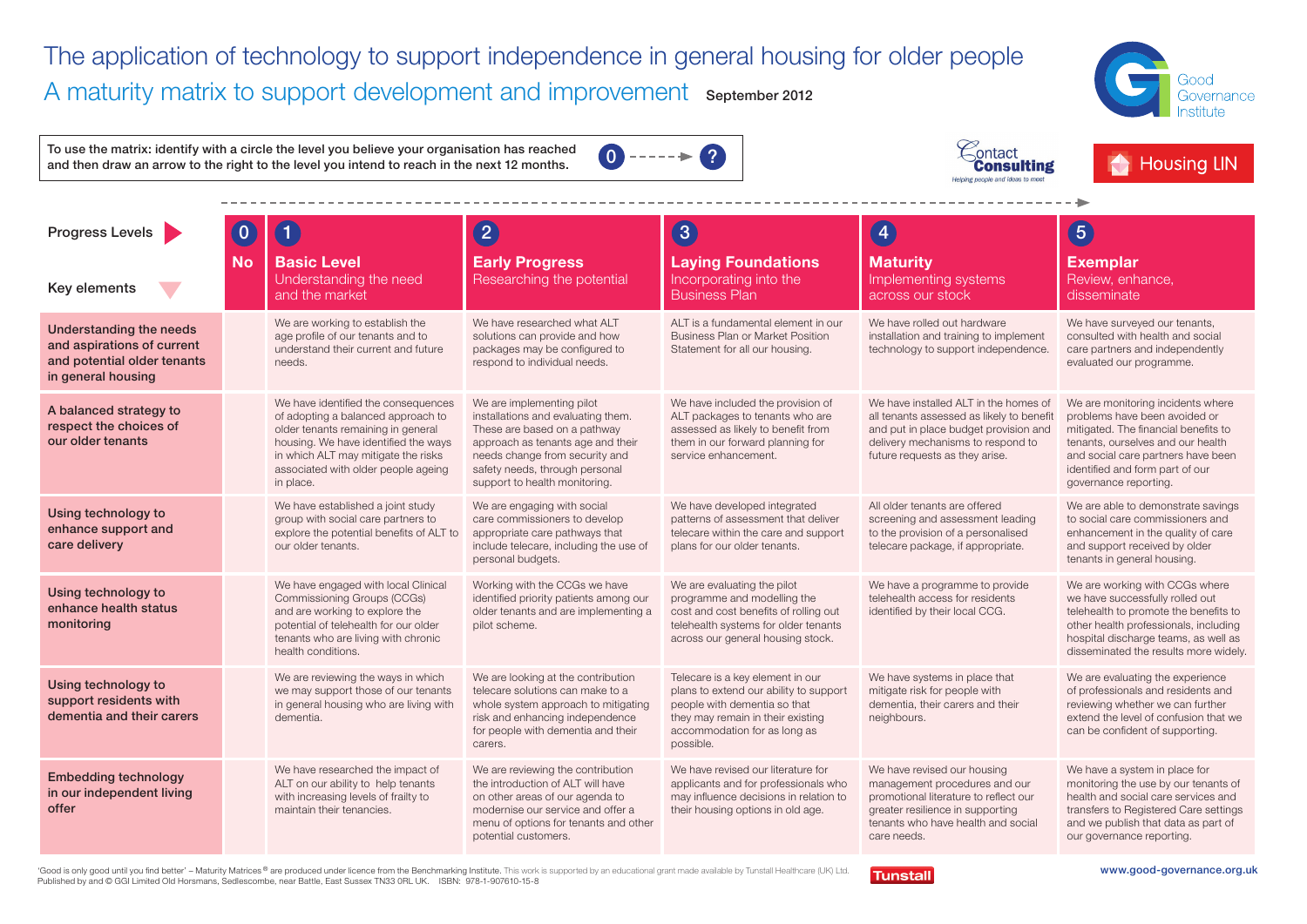# The application of technology to support independence in general housing for older people

## A maturity matrix to support development and improvement

**September 2012**

Good Governance Institute

**To use the matrix: identify with a circle the level you believe your organisation has reached and then draw an arrow to the right to the level you intend to reach in the next 12 months.** 0 -----► ?

Contact Consulting — Helping people and ideas to meet

Housing LIN

| Progress Levels ► / Key elements ▼ | 0 **No** | 1 **Basic Level** Understanding the need and the market | 2 **Early Progress** Researching the potential | 3 **Laying Foundations** Incorporating into the Business Plan | 4 **Maturity** Implementing systems across our stock | 5 **Exemplar** Review, enhance, disseminate |
|---|---|---|---|---|---|---|
| **Understanding the needs and aspirations of current and potential older tenants in general housing** | | We are working to establish the age profile of our tenants and to understand their current and future needs. | We have researched what ALT solutions can provide and how packages may be configured to respond to individual needs. | ALT is a fundamental element in our Business Plan or Market Position Statement for all our housing. | We have rolled out hardware installation and training to implement technology to support independence. | We have surveyed our tenants, consulted with health and social care partners and independently evaluated our programme. |
| **A balanced strategy to respect the choices of our older tenants** | | We have identified the consequences of adopting a balanced approach to older tenants remaining in general housing. We have identified the ways in which ALT may mitigate the risks associated with older people ageing in place. | We are implementing pilot installations and evaluating them. These are based on a pathway approach as tenants age and their needs change from security and safety needs, through personal support to health monitoring. | We have included the provision of ALT packages to tenants who are assessed as likely to benefit from them in our forward planning for service enhancement. | We have installed ALT in the homes of all tenants assessed as likely to benefit and put in place budget provision and delivery mechanisms to respond to future requests as they arise. | We are monitoring incidents where problems have been avoided or mitigated. The financial benefits to tenants, ourselves and our health and social care partners have been identified and form part of our governance reporting. |
| **Using technology to enhance support and care delivery** | | We have established a joint study group with social care partners to explore the potential benefits of ALT to our older tenants. | We are engaging with social care commissioners to develop appropriate care pathways that include telecare, including the use of personal budgets. | We have developed integrated patterns of assessment that deliver telecare within the care and support plans for our older tenants. | All older tenants are offered screening and assessment leading to the provision of a personalised telecare package, if appropriate. | We are able to demonstrate savings to social care commissioners and enhancement in the quality of care and support received by older tenants in general housing. |
| **Using technology to enhance health status monitoring** | | We have engaged with local Clinical Commissioning Groups (CCGs) and are working to explore the potential of telehealth for our older tenants who are living with chronic health conditions. | Working with the CCGs we have identified priority patients among our older tenants and are implementing a pilot scheme. | We are evaluating the pilot programme and modelling the cost and cost benefits of rolling out telehealth systems for older tenants across our general housing stock. | We have a programme to provide telehealth access for residents identified by their local CCG. | We are working with CCGs where we have successfully rolled out telehealth to promote the benefits to other health professionals, including hospital discharge teams, as well as disseminated the results more widely. |
| **Using technology to support residents with dementia and their carers** | | We are reviewing the ways in which we may support those of our tenants in general housing who are living with dementia. | We are looking at the contribution telecare solutions can make to a whole system approach to mitigating risk and enhancing independence for people with dementia and their carers. | Telecare is a key element in our plans to extend our ability to support people with dementia so that they may remain in their existing accommodation for as long as possible. | We have systems in place that mitigate risk for people with dementia, their carers and their neighbours. | We are evaluating the experience of professionals and residents and reviewing whether we can further extend the level of confusion that we can be confident of supporting. |
| **Embedding technology in our independent living offer** | | We have researched the impact of ALT on our ability to help tenants with increasing levels of frailty to maintain their tenancies. | We are reviewing the contribution the introduction of ALT will have on other areas of our agenda to modernise our service and offer a menu of options for tenants and other potential customers. | We have revised our literature for applicants and for professionals who may influence decisions in relation to their housing options in old age. | We have revised our housing management procedures and our promotional literature to reflect our greater resilience in supporting tenants who have health and social care needs. | We have a system in place for monitoring the use by our tenants of health and social care services and transfers to Registered Care settings and we publish that data as part of our governance reporting. |

'Good is only good until you find better' – Maturity Matrices® are produced under licence from the Benchmarking Institute. This work is supported by an educational grant made available by Tunstall Healthcare (UK) Ltd.
Published by and © GGI Limited Old Horsmans, Sedlescombe, near Battle, East Sussex TN33 0RL UK. ISBN: 978-1-907610-15-8

Tunstall

www.good-governance.org.uk